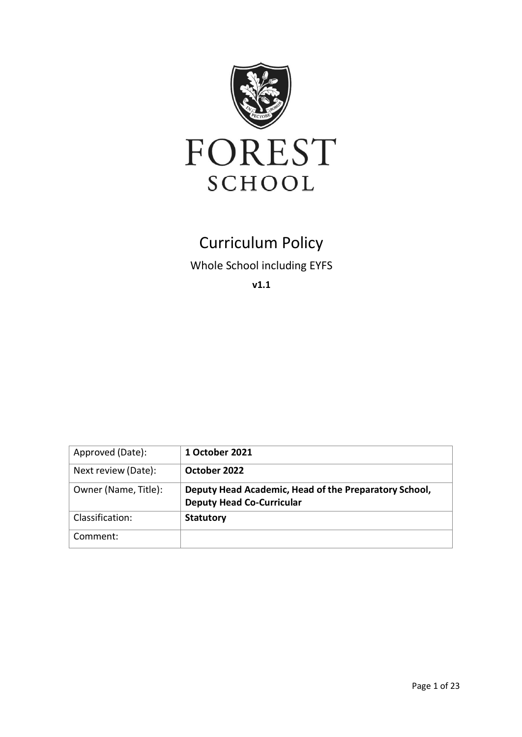FOREST

SCHOOL

# Curriculum Policy

Whole School including EYFS

**v1.1**

| Approved (Date): | **1 October 2021** |
| --- | --- |
| Next review (Date): | **October 2022** |
| Owner (Name, Title): | **Deputy Head Academic, Head of the Preparatory School, Deputy Head Co-Curricular** |
| Classification: | **Statutory** |
| Comment: | |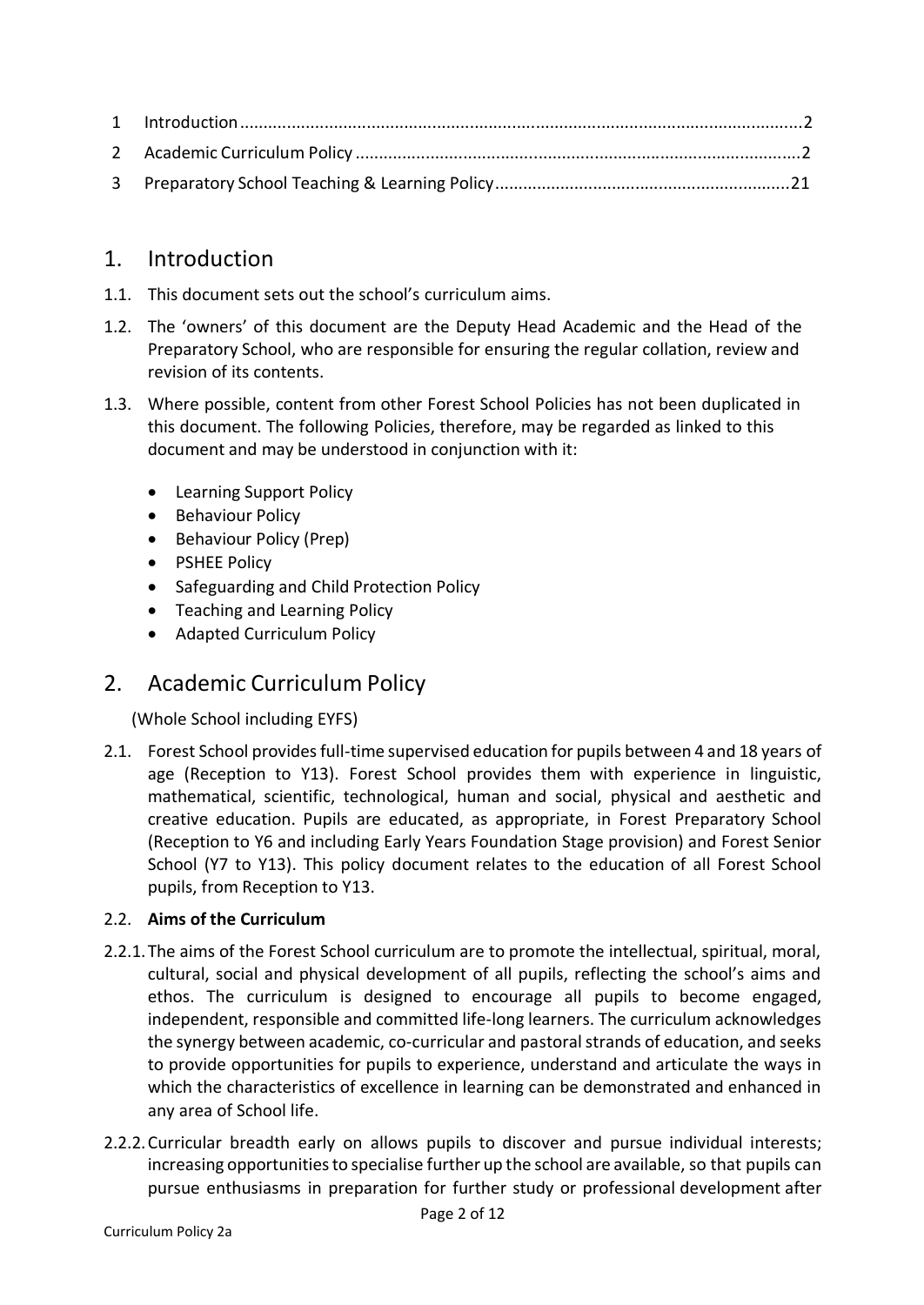1 Introduction........................................................................................................................2

2 Academic Curriculum Policy ...............................................................................................2

3 Preparatory School Teaching & Learning Policy...............................................................21

# 1. Introduction

1.1. This document sets out the school's curriculum aims.

1.2. The 'owners' of this document are the Deputy Head Academic and the Head of the Preparatory School, who are responsible for ensuring the regular collation, review and revision of its contents.

1.3. Where possible, content from other Forest School Policies has not been duplicated in this document. The following Policies, therefore, may be regarded as linked to this document and may be understood in conjunction with it:

- Learning Support Policy
- Behaviour Policy
- Behaviour Policy (Prep)
- PSHEE Policy
- Safeguarding and Child Protection Policy
- Teaching and Learning Policy
- Adapted Curriculum Policy

# 2. Academic Curriculum Policy

(Whole School including EYFS)

2.1. Forest School provides full-time supervised education for pupils between 4 and 18 years of age (Reception to Y13). Forest School provides them with experience in linguistic, mathematical, scientific, technological, human and social, physical and aesthetic and creative education. Pupils are educated, as appropriate, in Forest Preparatory School (Reception to Y6 and including Early Years Foundation Stage provision) and Forest Senior School (Y7 to Y13). This policy document relates to the education of all Forest School pupils, from Reception to Y13.

2.2. **Aims of the Curriculum**

2.2.1. The aims of the Forest School curriculum are to promote the intellectual, spiritual, moral, cultural, social and physical development of all pupils, reflecting the school's aims and ethos. The curriculum is designed to encourage all pupils to become engaged, independent, responsible and committed life-long learners. The curriculum acknowledges the synergy between academic, co-curricular and pastoral strands of education, and seeks to provide opportunities for pupils to experience, understand and articulate the ways in which the characteristics of excellence in learning can be demonstrated and enhanced in any area of School life.

2.2.2. Curricular breadth early on allows pupils to discover and pursue individual interests; increasing opportunities to specialise further up the school are available, so that pupils can pursue enthusiasms in preparation for further study or professional development after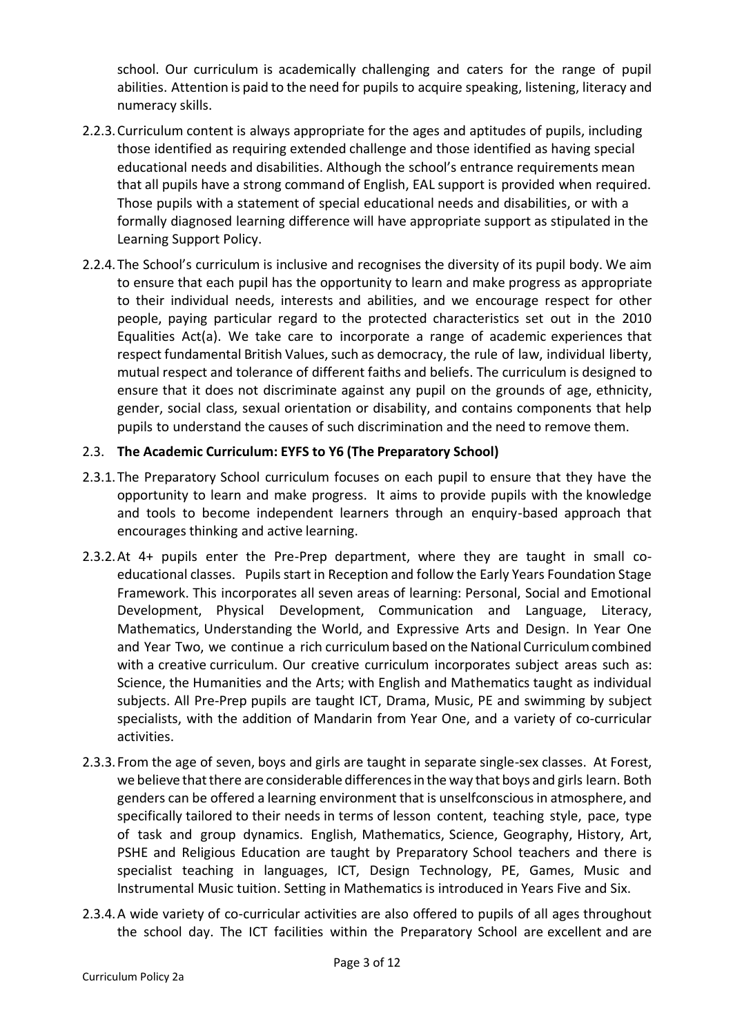school. Our curriculum is academically challenging and caters for the range of pupil abilities. Attention is paid to the need for pupils to acquire speaking, listening, literacy and numeracy skills.

2.2.3. Curriculum content is always appropriate for the ages and aptitudes of pupils, including those identified as requiring extended challenge and those identified as having special educational needs and disabilities. Although the school's entrance requirements mean that all pupils have a strong command of English, EAL support is provided when required. Those pupils with a statement of special educational needs and disabilities, or with a formally diagnosed learning difference will have appropriate support as stipulated in the Learning Support Policy.

2.2.4. The School's curriculum is inclusive and recognises the diversity of its pupil body. We aim to ensure that each pupil has the opportunity to learn and make progress as appropriate to their individual needs, interests and abilities, and we encourage respect for other people, paying particular regard to the protected characteristics set out in the 2010 Equalities Act(a). We take care to incorporate a range of academic experiences that respect fundamental British Values, such as democracy, the rule of law, individual liberty, mutual respect and tolerance of different faiths and beliefs. The curriculum is designed to ensure that it does not discriminate against any pupil on the grounds of age, ethnicity, gender, social class, sexual orientation or disability, and contains components that help pupils to understand the causes of such discrimination and the need to remove them.

2.3. **The Academic Curriculum: EYFS to Y6 (The Preparatory School)**

2.3.1. The Preparatory School curriculum focuses on each pupil to ensure that they have the opportunity to learn and make progress. It aims to provide pupils with the knowledge and tools to become independent learners through an enquiry-based approach that encourages thinking and active learning.

2.3.2. At 4+ pupils enter the Pre-Prep department, where they are taught in small co-educational classes. Pupils start in Reception and follow the Early Years Foundation Stage Framework. This incorporates all seven areas of learning: Personal, Social and Emotional Development, Physical Development, Communication and Language, Literacy, Mathematics, Understanding the World, and Expressive Arts and Design. In Year One and Year Two, we continue a rich curriculum based on the National Curriculum combined with a creative curriculum. Our creative curriculum incorporates subject areas such as: Science, the Humanities and the Arts; with English and Mathematics taught as individual subjects. All Pre-Prep pupils are taught ICT, Drama, Music, PE and swimming by subject specialists, with the addition of Mandarin from Year One, and a variety of co-curricular activities.

2.3.3. From the age of seven, boys and girls are taught in separate single-sex classes. At Forest, we believe that there are considerable differences in the way that boys and girls learn. Both genders can be offered a learning environment that is unselfconscious in atmosphere, and specifically tailored to their needs in terms of lesson content, teaching style, pace, type of task and group dynamics. English, Mathematics, Science, Geography, History, Art, PSHE and Religious Education are taught by Preparatory School teachers and there is specialist teaching in languages, ICT, Design Technology, PE, Games, Music and Instrumental Music tuition. Setting in Mathematics is introduced in Years Five and Six.

2.3.4. A wide variety of co-curricular activities are also offered to pupils of all ages throughout the school day. The ICT facilities within the Preparatory School are excellent and are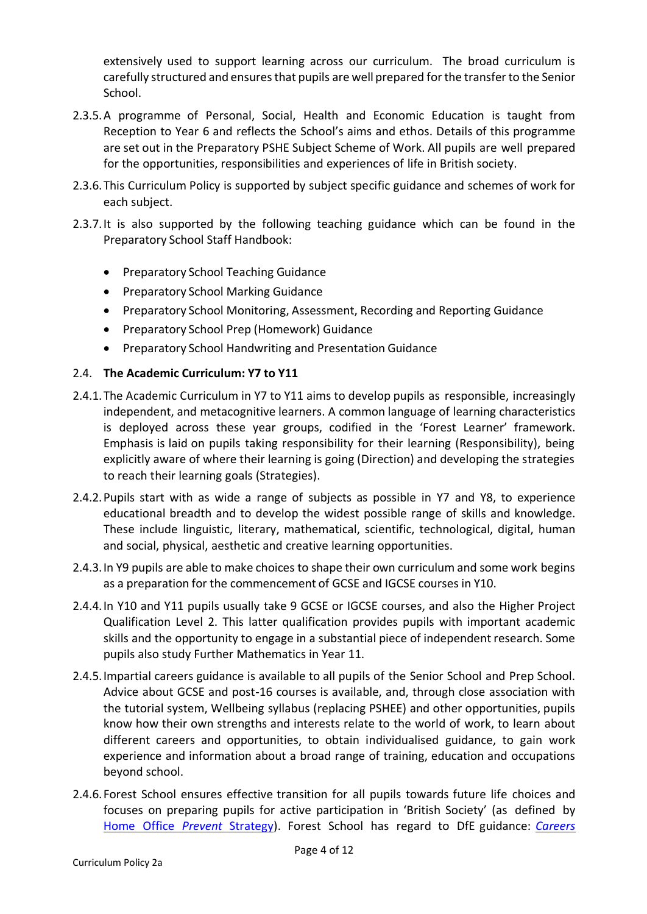extensively used to support learning across our curriculum. The broad curriculum is carefully structured and ensures that pupils are well prepared for the transfer to the Senior School.

2.3.5. A programme of Personal, Social, Health and Economic Education is taught from Reception to Year 6 and reflects the School's aims and ethos. Details of this programme are set out in the Preparatory PSHE Subject Scheme of Work. All pupils are well prepared for the opportunities, responsibilities and experiences of life in British society.

2.3.6. This Curriculum Policy is supported by subject specific guidance and schemes of work for each subject.

2.3.7. It is also supported by the following teaching guidance which can be found in the Preparatory School Staff Handbook:

- Preparatory School Teaching Guidance
- Preparatory School Marking Guidance
- Preparatory School Monitoring, Assessment, Recording and Reporting Guidance
- Preparatory School Prep (Homework) Guidance
- Preparatory School Handwriting and Presentation Guidance

## 2.4. The Academic Curriculum: Y7 to Y11

2.4.1. The Academic Curriculum in Y7 to Y11 aims to develop pupils as responsible, increasingly independent, and metacognitive learners. A common language of learning characteristics is deployed across these year groups, codified in the 'Forest Learner' framework. Emphasis is laid on pupils taking responsibility for their learning (Responsibility), being explicitly aware of where their learning is going (Direction) and developing the strategies to reach their learning goals (Strategies).

2.4.2. Pupils start with as wide a range of subjects as possible in Y7 and Y8, to experience educational breadth and to develop the widest possible range of skills and knowledge. These include linguistic, literary, mathematical, scientific, technological, digital, human and social, physical, aesthetic and creative learning opportunities.

2.4.3. In Y9 pupils are able to make choices to shape their own curriculum and some work begins as a preparation for the commencement of GCSE and IGCSE courses in Y10.

2.4.4. In Y10 and Y11 pupils usually take 9 GCSE or IGCSE courses, and also the Higher Project Qualification Level 2. This latter qualification provides pupils with important academic skills and the opportunity to engage in a substantial piece of independent research. Some pupils also study Further Mathematics in Year 11.

2.4.5. Impartial careers guidance is available to all pupils of the Senior School and Prep School. Advice about GCSE and post-16 courses is available, and, through close association with the tutorial system, Wellbeing syllabus (replacing PSHEE) and other opportunities, pupils know how their own strengths and interests relate to the world of work, to learn about different careers and opportunities, to obtain individualised guidance, to gain work experience and information about a broad range of training, education and occupations beyond school.

2.4.6. Forest School ensures effective transition for all pupils towards future life choices and focuses on preparing pupils for active participation in 'British Society' (as defined by Home Office *Prevent* Strategy). Forest School has regard to DfE guidance: *Careers*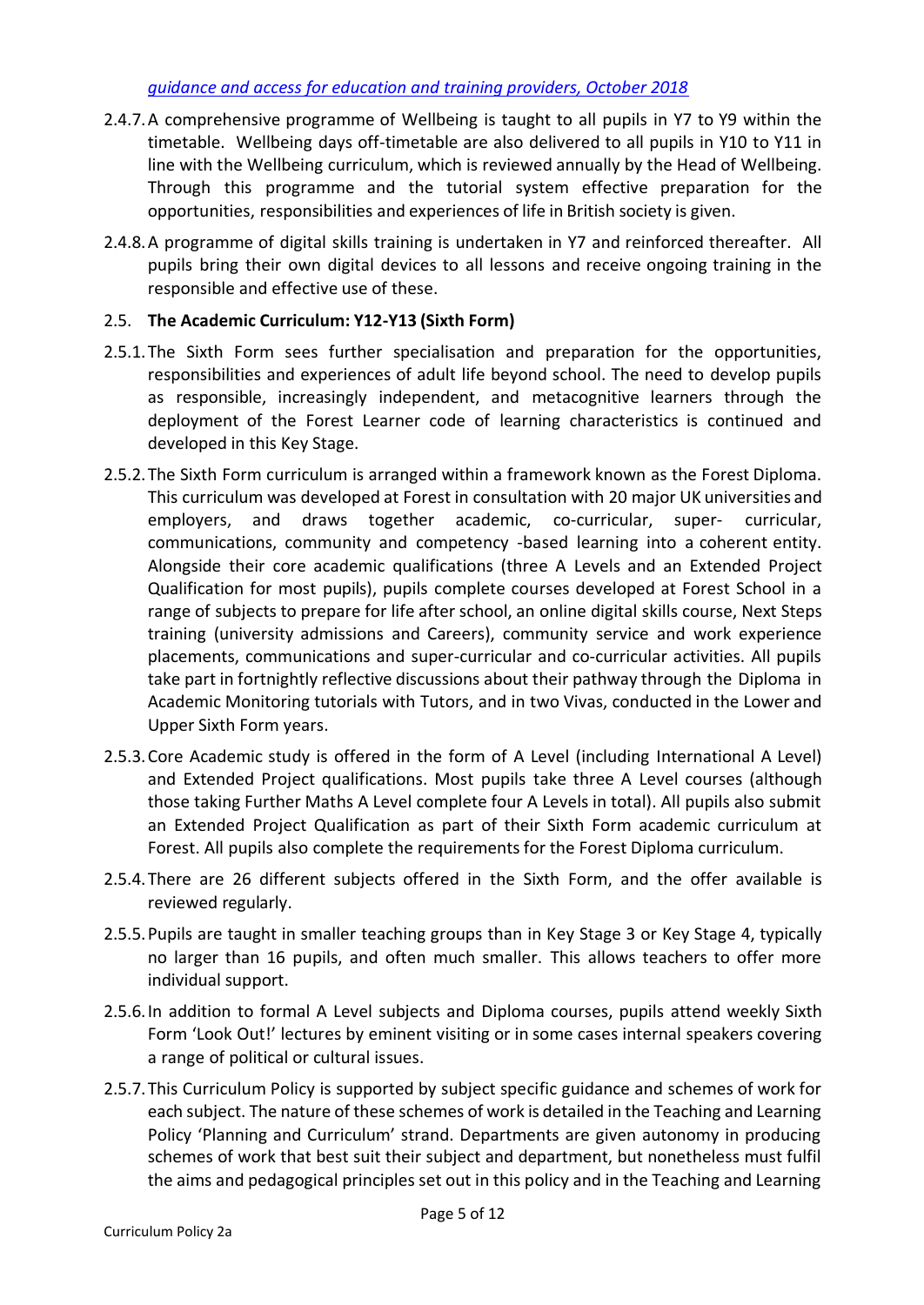*guidance and access for education and training providers, October 2018*

2.4.7. A comprehensive programme of Wellbeing is taught to all pupils in Y7 to Y9 within the timetable. Wellbeing days off-timetable are also delivered to all pupils in Y10 to Y11 in line with the Wellbeing curriculum, which is reviewed annually by the Head of Wellbeing. Through this programme and the tutorial system effective preparation for the opportunities, responsibilities and experiences of life in British society is given.

2.4.8. A programme of digital skills training is undertaken in Y7 and reinforced thereafter. All pupils bring their own digital devices to all lessons and receive ongoing training in the responsible and effective use of these.

2.5. **The Academic Curriculum: Y12-Y13 (Sixth Form)**

2.5.1. The Sixth Form sees further specialisation and preparation for the opportunities, responsibilities and experiences of adult life beyond school. The need to develop pupils as responsible, increasingly independent, and metacognitive learners through the deployment of the Forest Learner code of learning characteristics is continued and developed in this Key Stage.

2.5.2. The Sixth Form curriculum is arranged within a framework known as the Forest Diploma. This curriculum was developed at Forest in consultation with 20 major UK universities and employers, and draws together academic, co-curricular, super- curricular, communications, community and competency -based learning into a coherent entity. Alongside their core academic qualifications (three A Levels and an Extended Project Qualification for most pupils), pupils complete courses developed at Forest School in a range of subjects to prepare for life after school, an online digital skills course, Next Steps training (university admissions and Careers), community service and work experience placements, communications and super-curricular and co-curricular activities. All pupils take part in fortnightly reflective discussions about their pathway through the Diploma in Academic Monitoring tutorials with Tutors, and in two Vivas, conducted in the Lower and Upper Sixth Form years.

2.5.3. Core Academic study is offered in the form of A Level (including International A Level) and Extended Project qualifications. Most pupils take three A Level courses (although those taking Further Maths A Level complete four A Levels in total). All pupils also submit an Extended Project Qualification as part of their Sixth Form academic curriculum at Forest. All pupils also complete the requirements for the Forest Diploma curriculum.

2.5.4. There are 26 different subjects offered in the Sixth Form, and the offer available is reviewed regularly.

2.5.5. Pupils are taught in smaller teaching groups than in Key Stage 3 or Key Stage 4, typically no larger than 16 pupils, and often much smaller. This allows teachers to offer more individual support.

2.5.6. In addition to formal A Level subjects and Diploma courses, pupils attend weekly Sixth Form 'Look Out!' lectures by eminent visiting or in some cases internal speakers covering a range of political or cultural issues.

2.5.7. This Curriculum Policy is supported by subject specific guidance and schemes of work for each subject. The nature of these schemes of work is detailed in the Teaching and Learning Policy 'Planning and Curriculum' strand. Departments are given autonomy in producing schemes of work that best suit their subject and department, but nonetheless must fulfil the aims and pedagogical principles set out in this policy and in the Teaching and Learning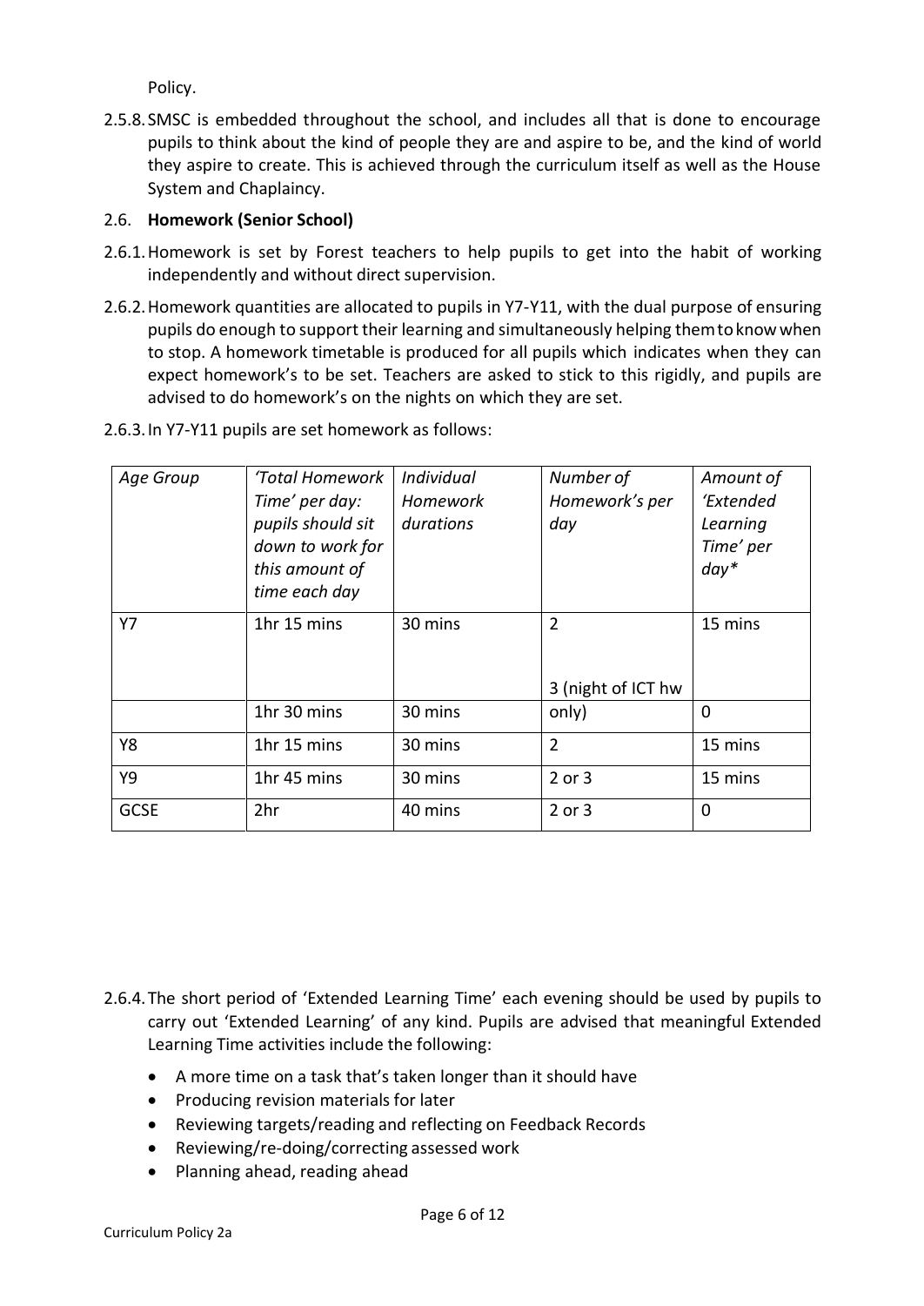Policy.

2.5.8. SMSC is embedded throughout the school, and includes all that is done to encourage pupils to think about the kind of people they are and aspire to be, and the kind of world they aspire to create. This is achieved through the curriculum itself as well as the House System and Chaplaincy.

2.6. **Homework (Senior School)**

2.6.1. Homework is set by Forest teachers to help pupils to get into the habit of working independently and without direct supervision.

2.6.2. Homework quantities are allocated to pupils in Y7-Y11, with the dual purpose of ensuring pupils do enough to support their learning and simultaneously helping them to know when to stop. A homework timetable is produced for all pupils which indicates when they can expect homework's to be set. Teachers are asked to stick to this rigidly, and pupils are advised to do homework's on the nights on which they are set.

2.6.3. In Y7-Y11 pupils are set homework as follows:

| *Age Group* | *'Total Homework Time' per day: pupils should sit down to work for this amount of time each day* | *Individual Homework durations* | *Number of Homework's per day* | *Amount of 'Extended Learning Time' per day\** |
|---|---|---|---|---|
| Y7 | 1hr 15 mins | 30 mins | 2 | 15 mins |
| | 1hr 30 mins | 30 mins | 3 (night of ICT hw only) | 0 |
| Y8 | 1hr 15 mins | 30 mins | 2 | 15 mins |
| Y9 | 1hr 45 mins | 30 mins | 2 or 3 | 15 mins |
| GCSE | 2hr | 40 mins | 2 or 3 | 0 |

2.6.4. The short period of 'Extended Learning Time' each evening should be used by pupils to carry out 'Extended Learning' of any kind. Pupils are advised that meaningful Extended Learning Time activities include the following:

- A more time on a task that's taken longer than it should have
- Producing revision materials for later
- Reviewing targets/reading and reflecting on Feedback Records
- Reviewing/re-doing/correcting assessed work
- Planning ahead, reading ahead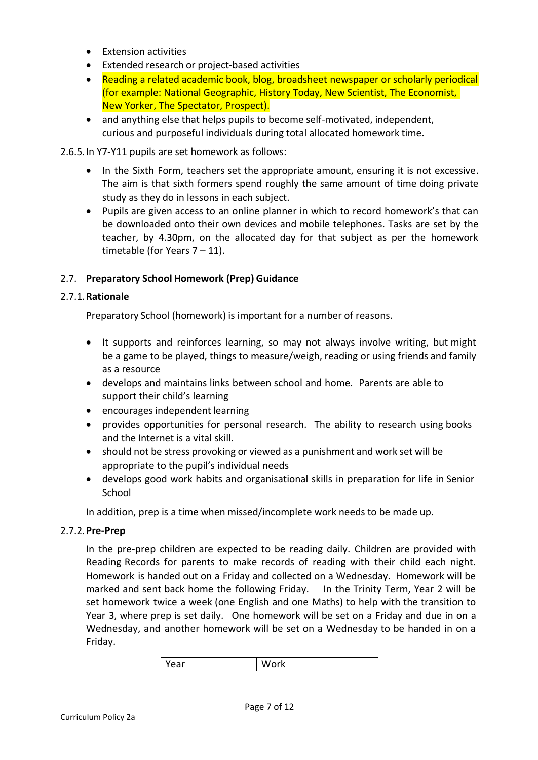- Extension activities
- Extended research or project-based activities
- Reading a related academic book, blog, broadsheet newspaper or scholarly periodical (for example: National Geographic, History Today, New Scientist, The Economist, New Yorker, The Spectator, Prospect).
- and anything else that helps pupils to become self-motivated, independent, curious and purposeful individuals during total allocated homework time.

2.6.5. In Y7-Y11 pupils are set homework as follows:

- In the Sixth Form, teachers set the appropriate amount, ensuring it is not excessive. The aim is that sixth formers spend roughly the same amount of time doing private study as they do in lessons in each subject.
- Pupils are given access to an online planner in which to record homework's that can be downloaded onto their own devices and mobile telephones. Tasks are set by the teacher, by 4.30pm, on the allocated day for that subject as per the homework timetable (for Years 7 – 11).

### 2.7. Preparatory School Homework (Prep) Guidance

#### 2.7.1. Rationale

Preparatory School (homework) is important for a number of reasons.

- It supports and reinforces learning, so may not always involve writing, but might be a game to be played, things to measure/weigh, reading or using friends and family as a resource
- develops and maintains links between school and home. Parents are able to support their child's learning
- encourages independent learning
- provides opportunities for personal research. The ability to research using books and the Internet is a vital skill.
- should not be stress provoking or viewed as a punishment and work set will be appropriate to the pupil's individual needs
- develops good work habits and organisational skills in preparation for life in Senior School

In addition, prep is a time when missed/incomplete work needs to be made up.

#### 2.7.2. Pre-Prep

In the pre-prep children are expected to be reading daily. Children are provided with Reading Records for parents to make records of reading with their child each night. Homework is handed out on a Friday and collected on a Wednesday. Homework will be marked and sent back home the following Friday. In the Trinity Term, Year 2 will be set homework twice a week (one English and one Maths) to help with the transition to Year 3, where prep is set daily. One homework will be set on a Friday and due in on a Wednesday, and another homework will be set on a Wednesday to be handed in on a Friday.

| Year | Work |
|---|---|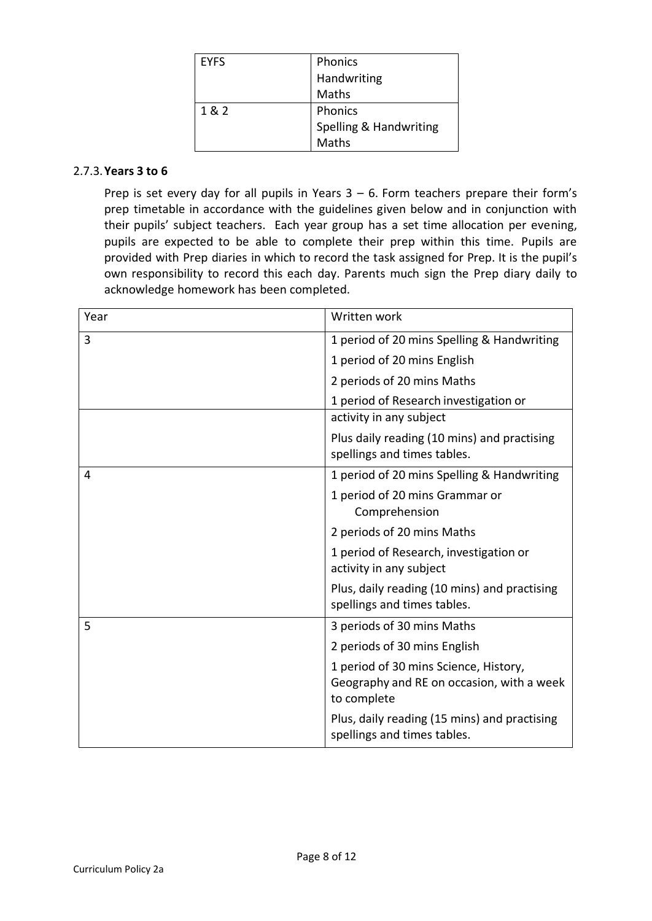| EYFS | Phonics<br>Handwriting<br>Maths |
|---|---|
| 1 & 2 | Phonics<br>Spelling & Handwriting<br>Maths |

### 2.7.3. Years 3 to 6

Prep is set every day for all pupils in Years 3 – 6. Form teachers prepare their form's prep timetable in accordance with the guidelines given below and in conjunction with their pupils' subject teachers. Each year group has a set time allocation per evening, pupils are expected to be able to complete their prep within this time. Pupils are provided with Prep diaries in which to record the task assigned for Prep. It is the pupil's own responsibility to record this each day. Parents much sign the Prep diary daily to acknowledge homework has been completed.

| Year | Written work |
|---|---|
| 3 | 1 period of 20 mins Spelling & Handwriting<br>1 period of 20 mins English<br>2 periods of 20 mins Maths<br>1 period of Research investigation or activity in any subject<br>Plus daily reading (10 mins) and practising spellings and times tables. |
| 4 | 1 period of 20 mins Spelling & Handwriting<br>1 period of 20 mins Grammar or Comprehension<br>2 periods of 20 mins Maths<br>1 period of Research, investigation or activity in any subject<br>Plus, daily reading (10 mins) and practising spellings and times tables. |
| 5 | 3 periods of 30 mins Maths<br>2 periods of 30 mins English<br>1 period of 30 mins Science, History, Geography and RE on occasion, with a week to complete<br>Plus, daily reading (15 mins) and practising spellings and times tables. |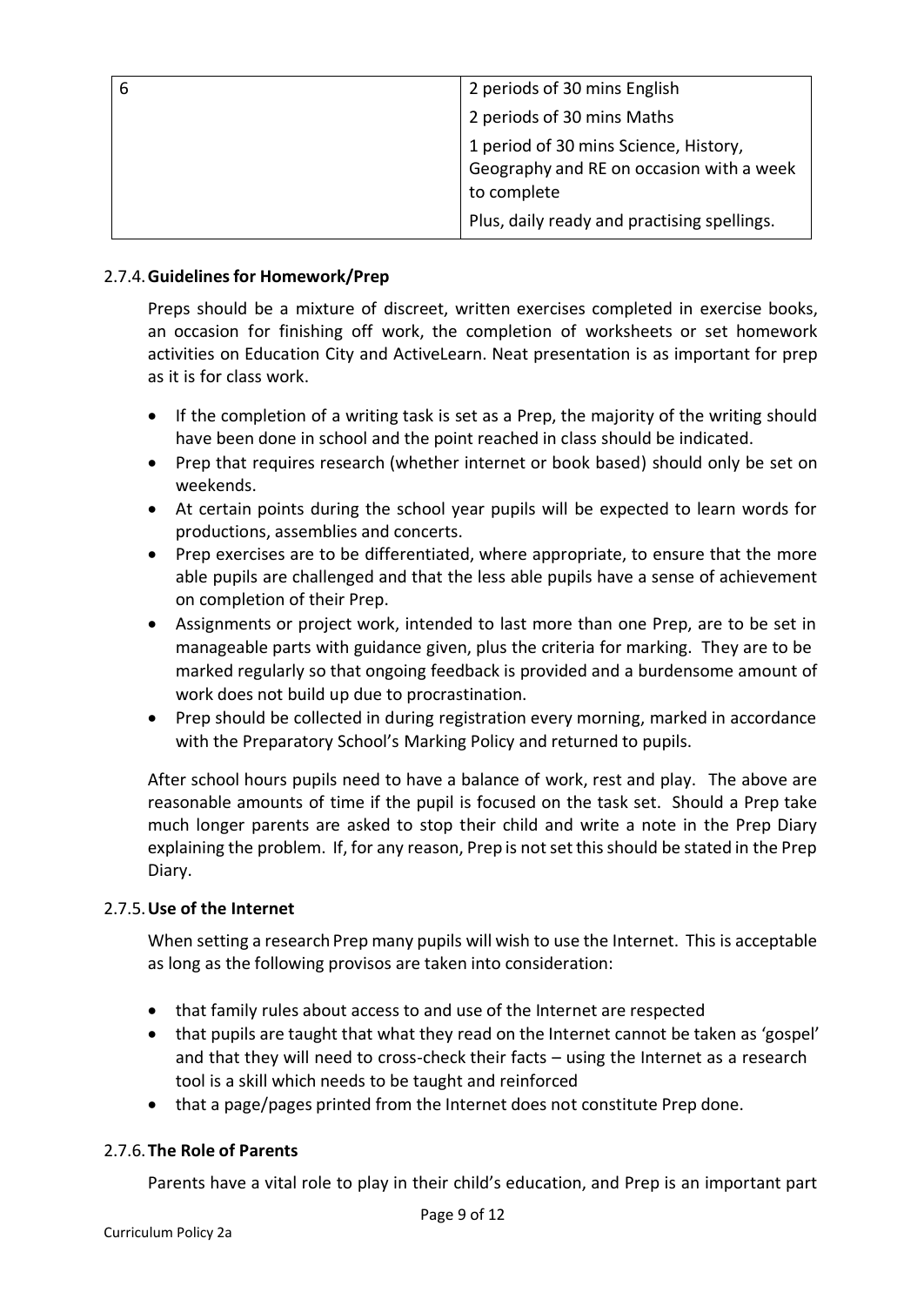| 6 | 2 periods of 30 mins English<br>2 periods of 30 mins Maths<br>1 period of 30 mins Science, History, Geography and RE on occasion with a week to complete<br>Plus, daily ready and practising spellings. |
|---|---|

### 2.7.4. Guidelines for Homework/Prep

Preps should be a mixture of discreet, written exercises completed in exercise books, an occasion for finishing off work, the completion of worksheets or set homework activities on Education City and ActiveLearn. Neat presentation is as important for prep as it is for class work.

- If the completion of a writing task is set as a Prep, the majority of the writing should have been done in school and the point reached in class should be indicated.
- Prep that requires research (whether internet or book based) should only be set on weekends.
- At certain points during the school year pupils will be expected to learn words for productions, assemblies and concerts.
- Prep exercises are to be differentiated, where appropriate, to ensure that the more able pupils are challenged and that the less able pupils have a sense of achievement on completion of their Prep.
- Assignments or project work, intended to last more than one Prep, are to be set in manageable parts with guidance given, plus the criteria for marking. They are to be marked regularly so that ongoing feedback is provided and a burdensome amount of work does not build up due to procrastination.
- Prep should be collected in during registration every morning, marked in accordance with the Preparatory School's Marking Policy and returned to pupils.

After school hours pupils need to have a balance of work, rest and play. The above are reasonable amounts of time if the pupil is focused on the task set. Should a Prep take much longer parents are asked to stop their child and write a note in the Prep Diary explaining the problem. If, for any reason, Prep is not set this should be stated in the Prep Diary.

### 2.7.5. Use of the Internet

When setting a research Prep many pupils will wish to use the Internet. This is acceptable as long as the following provisos are taken into consideration:

- that family rules about access to and use of the Internet are respected
- that pupils are taught that what they read on the Internet cannot be taken as 'gospel' and that they will need to cross-check their facts – using the Internet as a research tool is a skill which needs to be taught and reinforced
- that a page/pages printed from the Internet does not constitute Prep done.

### 2.7.6. The Role of Parents

Parents have a vital role to play in their child's education, and Prep is an important part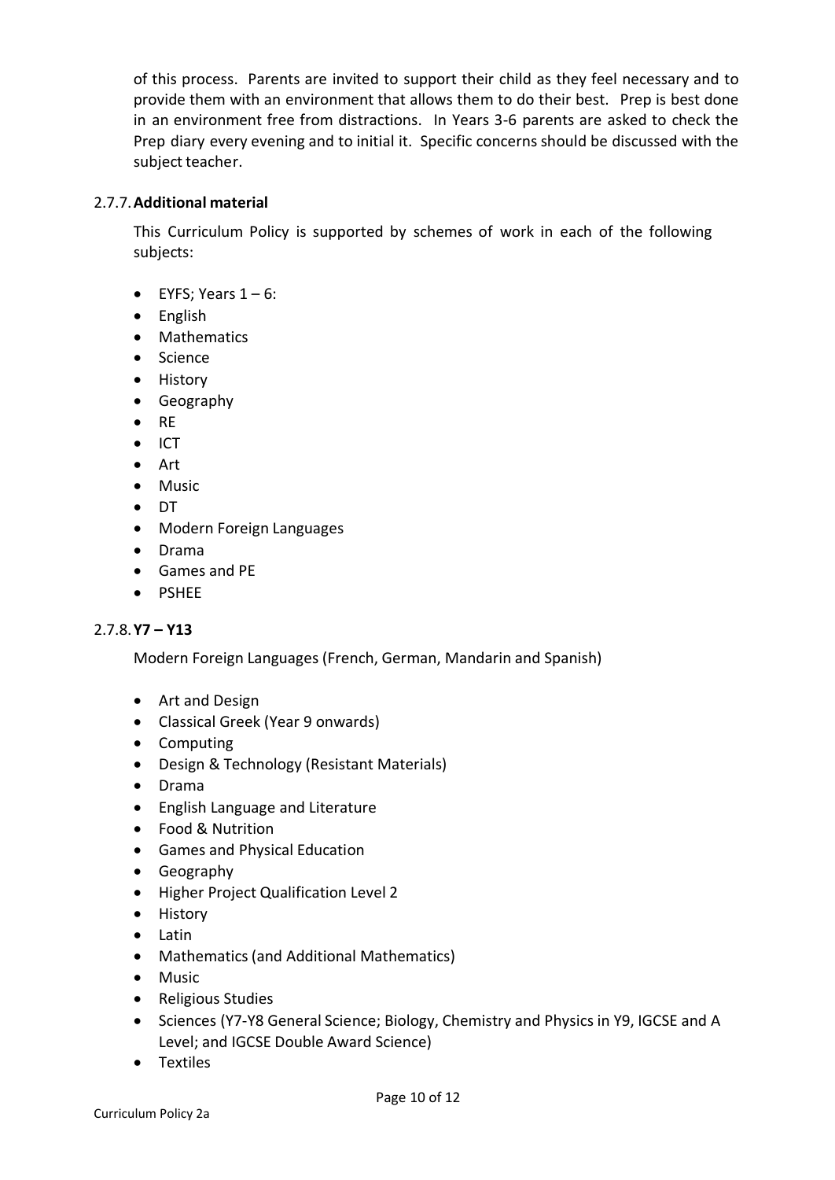of this process. Parents are invited to support their child as they feel necessary and to provide them with an environment that allows them to do their best. Prep is best done in an environment free from distractions. In Years 3-6 parents are asked to check the Prep diary every evening and to initial it. Specific concerns should be discussed with the subject teacher.

### 2.7.7. Additional material

This Curriculum Policy is supported by schemes of work in each of the following subjects:

- EYFS; Years 1 – 6:
- English
- Mathematics
- Science
- History
- Geography
- RE
- ICT
- Art
- Music
- DT
- Modern Foreign Languages
- Drama
- Games and PE
- PSHEE

### 2.7.8. Y7 – Y13

Modern Foreign Languages (French, German, Mandarin and Spanish)

- Art and Design
- Classical Greek (Year 9 onwards)
- Computing
- Design & Technology (Resistant Materials)
- Drama
- English Language and Literature
- Food & Nutrition
- Games and Physical Education
- Geography
- Higher Project Qualification Level 2
- History
- Latin
- Mathematics (and Additional Mathematics)
- Music
- Religious Studies
- Sciences (Y7-Y8 General Science; Biology, Chemistry and Physics in Y9, IGCSE and A Level; and IGCSE Double Award Science)
- Textiles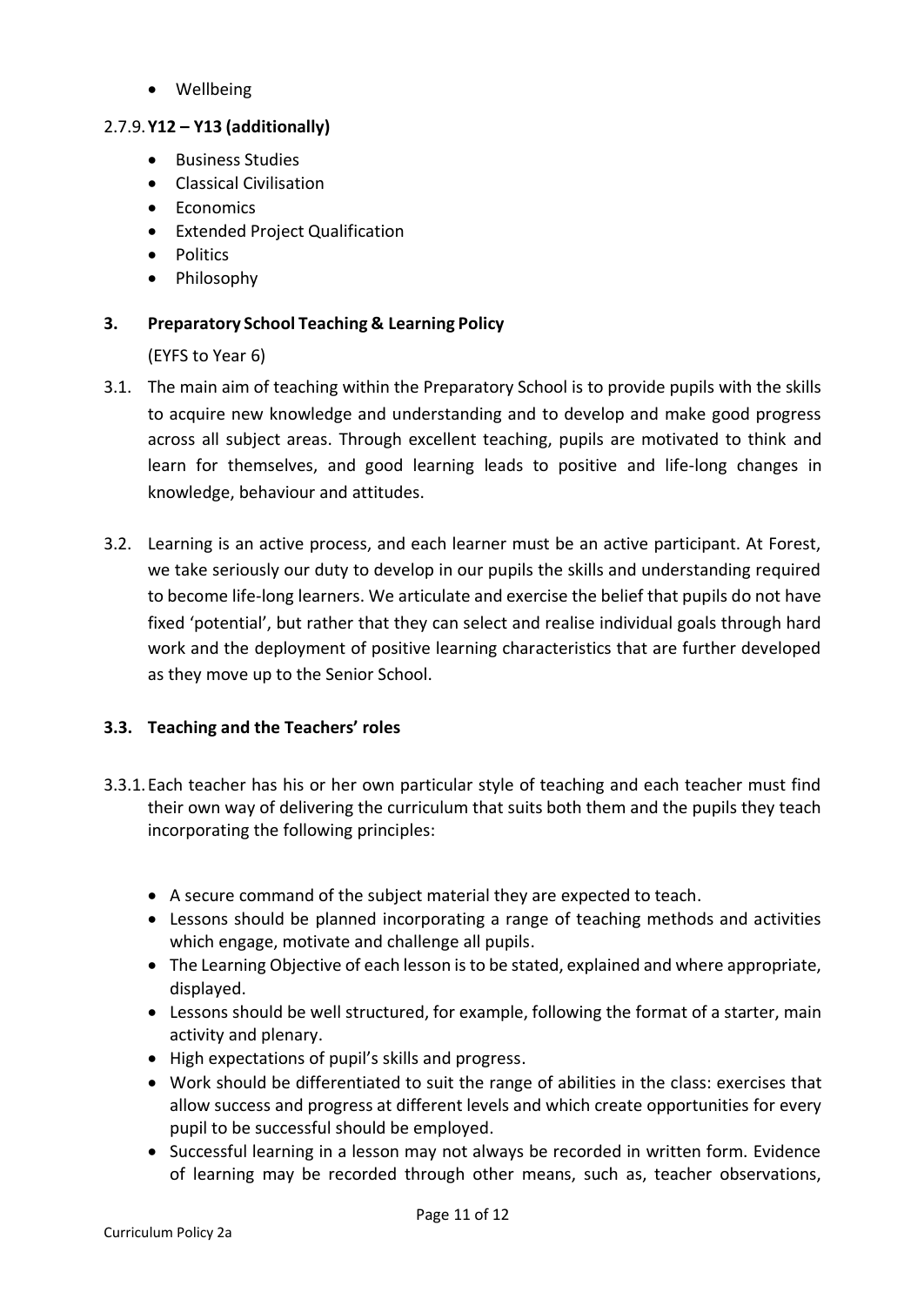- Wellbeing

### 2.7.9. Y12 – Y13 (additionally)

- Business Studies
- Classical Civilisation
- Economics
- Extended Project Qualification
- Politics
- Philosophy

## 3. Preparatory School Teaching & Learning Policy

(EYFS to Year 6)

3.1. The main aim of teaching within the Preparatory School is to provide pupils with the skills to acquire new knowledge and understanding and to develop and make good progress across all subject areas. Through excellent teaching, pupils are motivated to think and learn for themselves, and good learning leads to positive and life-long changes in knowledge, behaviour and attitudes.

3.2. Learning is an active process, and each learner must be an active participant. At Forest, we take seriously our duty to develop in our pupils the skills and understanding required to become life-long learners. We articulate and exercise the belief that pupils do not have fixed 'potential', but rather that they can select and realise individual goals through hard work and the deployment of positive learning characteristics that are further developed as they move up to the Senior School.

### 3.3. Teaching and the Teachers' roles

3.3.1. Each teacher has his or her own particular style of teaching and each teacher must find their own way of delivering the curriculum that suits both them and the pupils they teach incorporating the following principles:

- A secure command of the subject material they are expected to teach.
- Lessons should be planned incorporating a range of teaching methods and activities which engage, motivate and challenge all pupils.
- The Learning Objective of each lesson is to be stated, explained and where appropriate, displayed.
- Lessons should be well structured, for example, following the format of a starter, main activity and plenary.
- High expectations of pupil's skills and progress.
- Work should be differentiated to suit the range of abilities in the class: exercises that allow success and progress at different levels and which create opportunities for every pupil to be successful should be employed.
- Successful learning in a lesson may not always be recorded in written form. Evidence of learning may be recorded through other means, such as, teacher observations,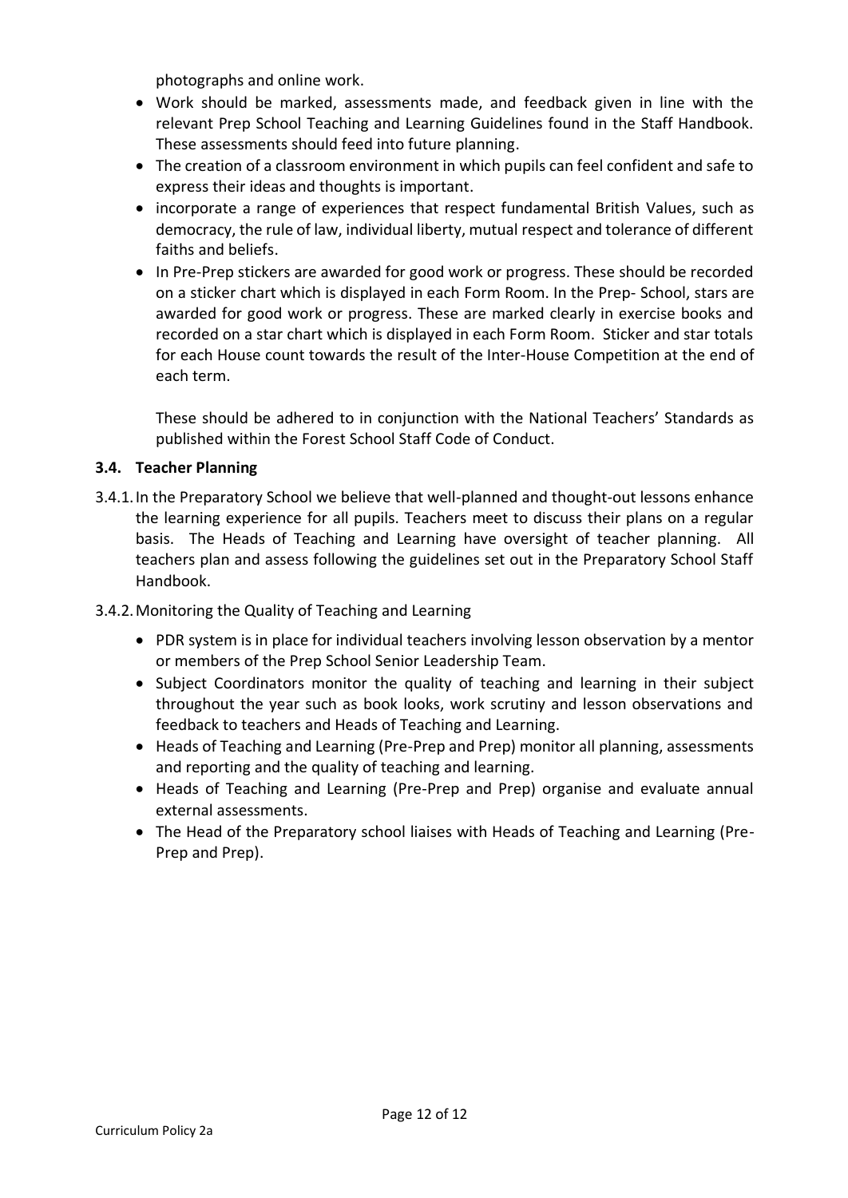photographs and online work.

- Work should be marked, assessments made, and feedback given in line with the relevant Prep School Teaching and Learning Guidelines found in the Staff Handbook. These assessments should feed into future planning.
- The creation of a classroom environment in which pupils can feel confident and safe to express their ideas and thoughts is important.
- incorporate a range of experiences that respect fundamental British Values, such as democracy, the rule of law, individual liberty, mutual respect and tolerance of different faiths and beliefs.
- In Pre-Prep stickers are awarded for good work or progress. These should be recorded on a sticker chart which is displayed in each Form Room. In the Prep- School, stars are awarded for good work or progress. These are marked clearly in exercise books and recorded on a star chart which is displayed in each Form Room. Sticker and star totals for each House count towards the result of the Inter-House Competition at the end of each term.

  These should be adhered to in conjunction with the National Teachers' Standards as published within the Forest School Staff Code of Conduct.

### 3.4. Teacher Planning

3.4.1. In the Preparatory School we believe that well-planned and thought-out lessons enhance the learning experience for all pupils. Teachers meet to discuss their plans on a regular basis. The Heads of Teaching and Learning have oversight of teacher planning. All teachers plan and assess following the guidelines set out in the Preparatory School Staff Handbook.

3.4.2. Monitoring the Quality of Teaching and Learning

- PDR system is in place for individual teachers involving lesson observation by a mentor or members of the Prep School Senior Leadership Team.
- Subject Coordinators monitor the quality of teaching and learning in their subject throughout the year such as book looks, work scrutiny and lesson observations and feedback to teachers and Heads of Teaching and Learning.
- Heads of Teaching and Learning (Pre-Prep and Prep) monitor all planning, assessments and reporting and the quality of teaching and learning.
- Heads of Teaching and Learning (Pre-Prep and Prep) organise and evaluate annual external assessments.
- The Head of the Preparatory school liaises with Heads of Teaching and Learning (Pre-Prep and Prep).